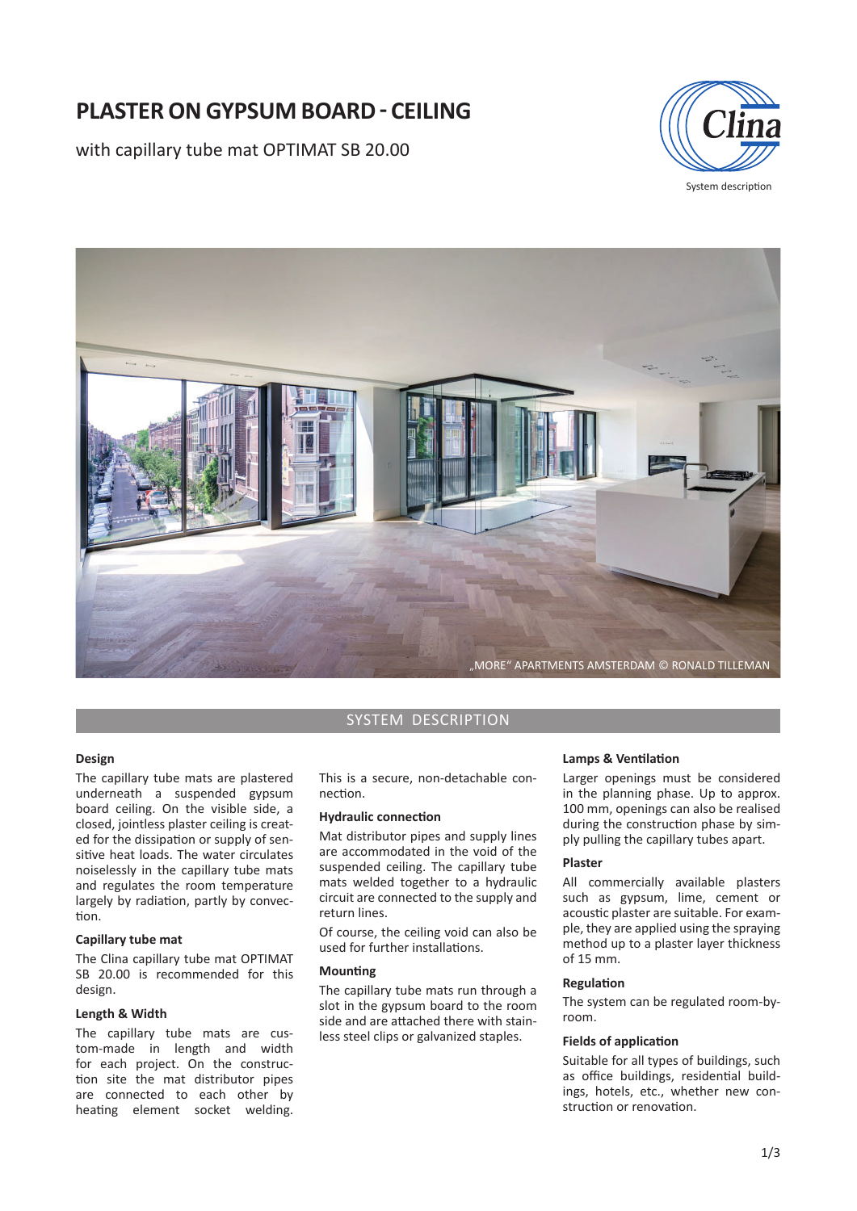# PLASTER ON GYPSUM BOARD - CEILING

with capillary tube mat OPTIMAT SB 20.00

System description

„MORE" APARTMENTS AMSTERDAM © RONALD TILLEMAN

## SYSTEM DESCRIPTION

### Design

The capillary tube mats are plastered underneath a suspended gypsum board ceiling. On the visible side, a closed, jointless plaster ceiling is created for the dissipation or supply of sensitive heat loads. The water circulates noiselessly in the capillary tube mats and regulates the room temperature largely by radiation, partly by convection.

### Capillary tube mat

The Clina capillary tube mat OPTIMAT SB 20.00 is recommended for this design.

### Length & Width

The capillary tube mats are custom-made in length and width for each project. On the construction site the mat distributor pipes are connected to each other by heating element socket welding. This is a secure, non-detachable connection.

### Hydraulic connection

Mat distributor pipes and supply lines are accommodated in the void of the suspended ceiling. The capillary tube mats welded together to a hydraulic circuit are connected to the supply and return lines.

Of course, the ceiling void can also be used for further installations.

### Mounting

The capillary tube mats run through a slot in the gypsum board to the room side and are attached there with stainless steel clips or galvanized staples.

### Lamps & Ventilation

Larger openings must be considered in the planning phase. Up to approx. 100 mm, openings can also be realised during the construction phase by simply pulling the capillary tubes apart.

### Plaster

All commercially available plasters such as gypsum, lime, cement or acoustic plaster are suitable. For example, they are applied using the spraying method up to a plaster layer thickness of 15 mm.

### Regulation

The system can be regulated room-by-room.

### Fields of application

Suitable for all types of buildings, such as office buildings, residential buildings, hotels, etc., whether new construction or renovation.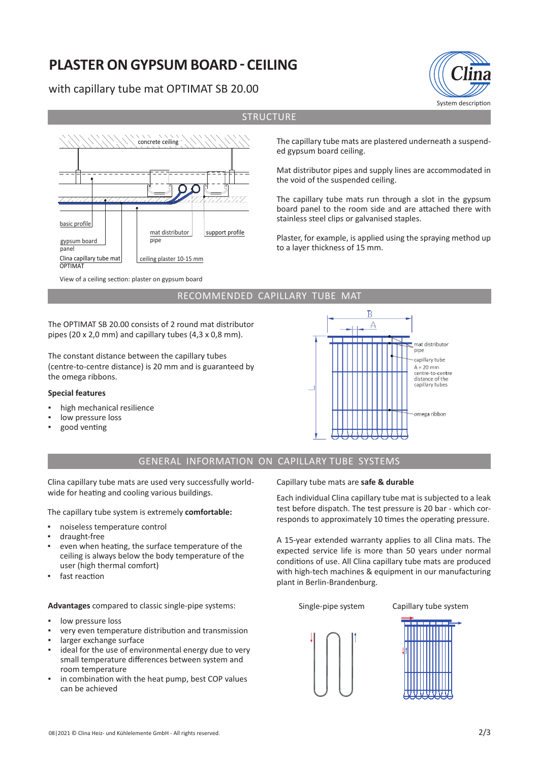# PLASTER ON GYPSUM BOARD - CEILING

with capillary tube mat OPTIMAT SB 20.00

System description

## STRUCTURE

View of a ceiling section: plaster on gypsum board

The capillary tube mats are plastered underneath a suspended gypsum board ceiling.

Mat distributor pipes and supply lines are accommodated in the void of the suspended ceiling.

The capillary tube mats run through a slot in the gypsum board panel to the room side and are attached there with stainless steel clips or galvanised staples.

Plaster, for example, is applied using the spraying method up to a layer thickness of 15 mm.

## RECOMMENDED CAPILLARY TUBE MAT

The OPTIMAT SB 20.00 consists of 2 round mat distributor pipes (20 x 2,0 mm) and capillary tubes (4,3 x 0,8 mm).

The constant distance between the capillary tubes (centre-to-centre distance) is 20 mm and is guaranteed by the omega ribbons.

**Special features**

- high mechanical resilience
- low pressure loss
- good venting

## GENERAL INFORMATION ON CAPILLARY TUBE SYSTEMS

Clina capillary tube mats are used very successfully worldwide for heating and cooling various buildings.

The capillary tube system is extremely **comfortable:**

- noiseless temperature control
- draught-free
- even when heating, the surface temperature of the ceiling is always below the body temperature of the user (high thermal comfort)
- fast reaction

**Advantages** compared to classic single-pipe systems:

- low pressure loss
- very even temperature distribution and transmission
- larger exchange surface
- ideal for the use of environmental energy due to very small temperature differences between system and room temperature
- in combination with the heat pump, best COP values can be achieved

Capillary tube mats are **safe & durable**

Each individual Clina capillary tube mat is subjected to a leak test before dispatch. The test pressure is 20 bar - which corresponds to approximately 10 times the operating pressure.

A 15-year extended warranty applies to all Clina mats. The expected service life is more than 50 years under normal conditions of use. All Clina capillary tube mats are produced with high-tech machines & equipment in our manufacturing plant in Berlin-Brandenburg.

Single-pipe system | Capillary tube system

08|2021 © Clina Heiz- und Kühlelemente GmbH - All rights reserved.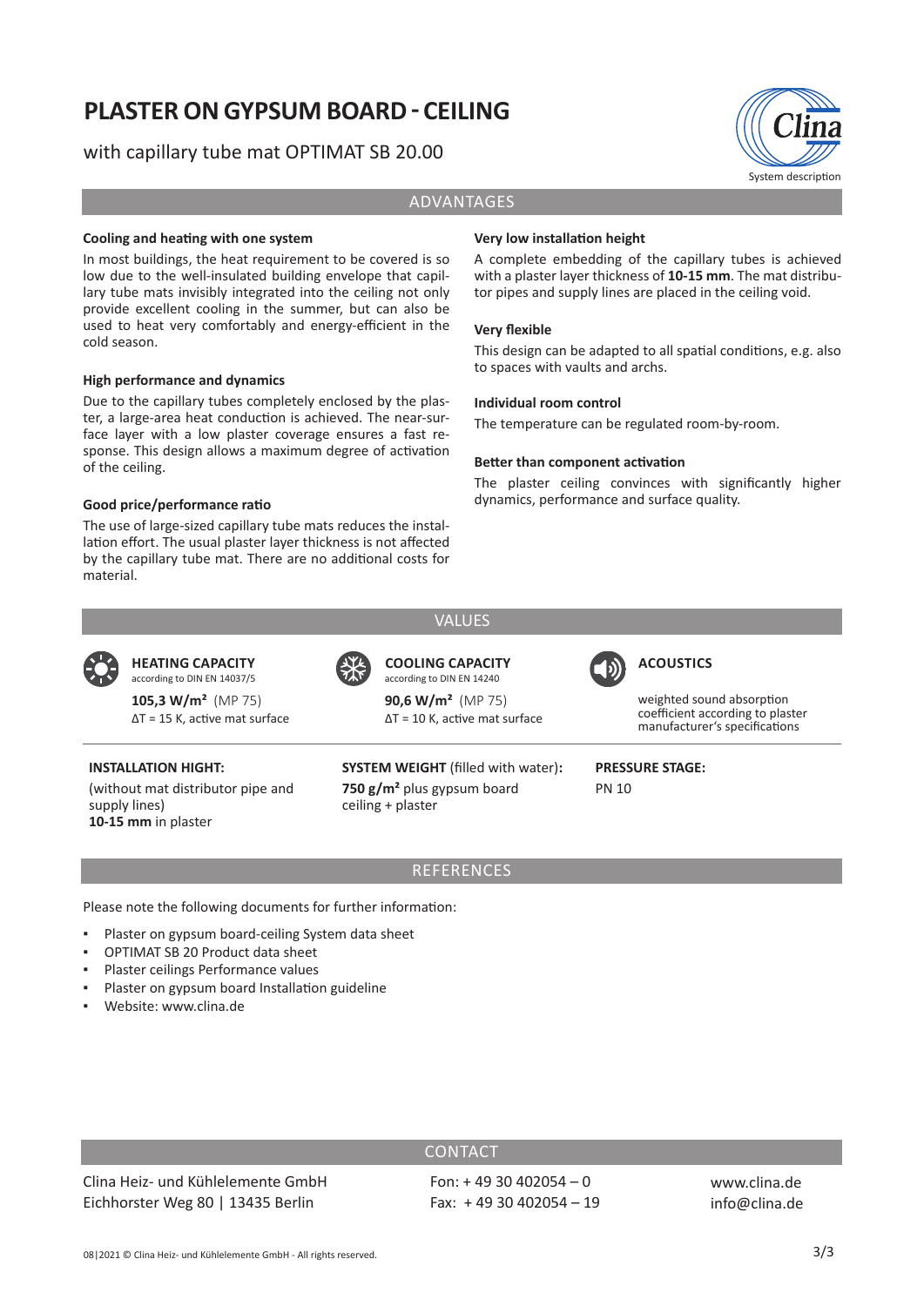# PLASTER ON GYPSUM BOARD - CEILING

with capillary tube mat OPTIMAT SB 20.00

Clina

System description

## ADVANTAGES

### Cooling and heating with one system

In most buildings, the heat requirement to be covered is so low due to the well-insulated building envelope that capillary tube mats invisibly integrated into the ceiling not only provide excellent cooling in the summer, but can also be used to heat very comfortably and energy-efficient in the cold season.

### High performance and dynamics

Due to the capillary tubes completely enclosed by the plaster, a large-area heat conduction is achieved. The near-surface layer with a low plaster coverage ensures a fast response. This design allows a maximum degree of activation of the ceiling.

### Good price/performance ratio

The use of large-sized capillary tube mats reduces the installation effort. The usual plaster layer thickness is not affected by the capillary tube mat. There are no additional costs for material.

### Very low installation height

A complete embedding of the capillary tubes is achieved with a plaster layer thickness of **10-15 mm**. The mat distributor pipes and supply lines are placed in the ceiling void.

### Very flexible

This design can be adapted to all spatial conditions, e.g. also to spaces with vaults and archs.

### Individual room control

The temperature can be regulated room-by-room.

### Better than component activation

The plaster ceiling convinces with significantly higher dynamics, performance and surface quality.

## VALUES

**HEATING CAPACITY**
according to DIN EN 14037/5

**105,3 W/m²** (MP 75)
ΔT = 15 K, active mat surface

**COOLING CAPACITY**
according to DIN EN 14240

**90,6 W/m²** (MP 75)
ΔT = 10 K, active mat surface

**ACOUSTICS**

weighted sound absorption coefficient according to plaster manufacturer's specifications

**INSTALLATION HIGHT:**
(without mat distributor pipe and supply lines)
**10-15 mm** in plaster

**SYSTEM WEIGHT** (filled with water)**:**
**750 g/m²** plus gypsum board ceiling + plaster

**PRESSURE STAGE:**
PN 10

## REFERENCES

Please note the following documents for further information:

- Plaster on gypsum board-ceiling System data sheet
- OPTIMAT SB 20 Product data sheet
- Plaster ceilings Performance values
- Plaster on gypsum board Installation guideline
- Website: www.clina.de

## CONTACT

Clina Heiz- und Kühlelemente GmbH
Eichhorster Weg 80 | 13435 Berlin

Fon: + 49 30 402054 – 0
Fax: + 49 30 402054 – 19

www.clina.de
info@clina.de

08|2021 © Clina Heiz- und Kühlelemente GmbH - All rights reserved.